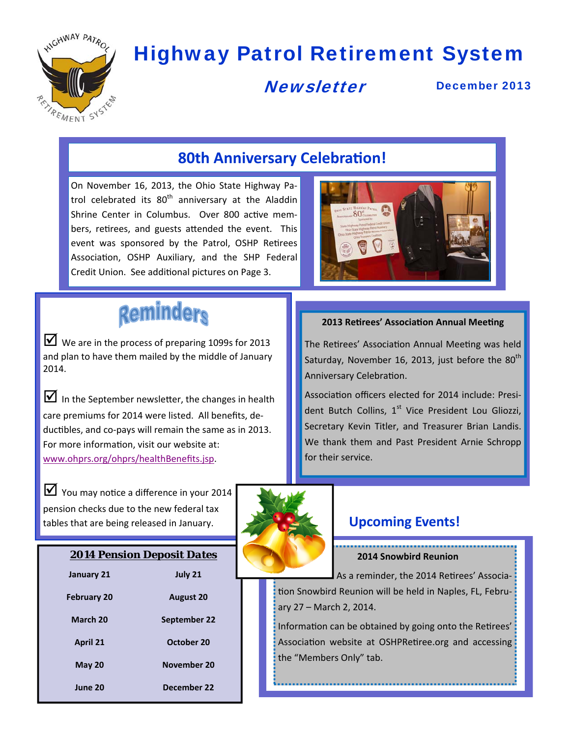# Highway Patrol Retirement System

## *Newsletter*

December 2013

## 80th Anniversary Celebration!

On November 16, 2013, the Ohio State Highway Patrol celebrated its 80th anniversary at the Aladdin Shrine Center in Columbus. Over 800 active members, retirees, and guests attended the event. This event was sponsored by the Patrol, OSHP Retirees Association, OSHP Auxiliary, and the SHP Federal Credit Union. See additional pictures on Page 3.

## Reminders

☑ We are in the process of preparing 1099s for 2013 and plan to have them mailed by the middle of January 2014.

☑ In the September newsletter, the changes in health care premiums for 2014 were listed. All benefits, deductibles, and co-pays will remain the same as in 2013. For more information, visit our website at: www.ohprs.org/ohprs/healthBenefits.jsp.

☑ You may notice a difference in your 2014 pension checks due to the new federal tax tables that are being released in January.

### 2014 Pension Deposit Dates

| | |
|---|---|
| January 21 | July 21 |
| February 20 | August 20 |
| March 20 | September 22 |
| April 21 | October 20 |
| May 20 | November 20 |
| June 20 | December 22 |

### 2013 Retirees' Association Annual Meeting

The Retirees' Association Annual Meeting was held Saturday, November 16, 2013, just before the 80th Anniversary Celebration.

Association officers elected for 2014 include: President Butch Collins, 1st Vice President Lou Gliozzi, Secretary Kevin Titler, and Treasurer Brian Landis. We thank them and Past President Arnie Schropp for their service.

## Upcoming Events!

### 2014 Snowbird Reunion

As a reminder, the 2014 Retirees' Association Snowbird Reunion will be held in Naples, FL, February 27 – March 2, 2014.

Information can be obtained by going onto the Retirees' Association website at OSHPRetiree.org and accessing the "Members Only" tab.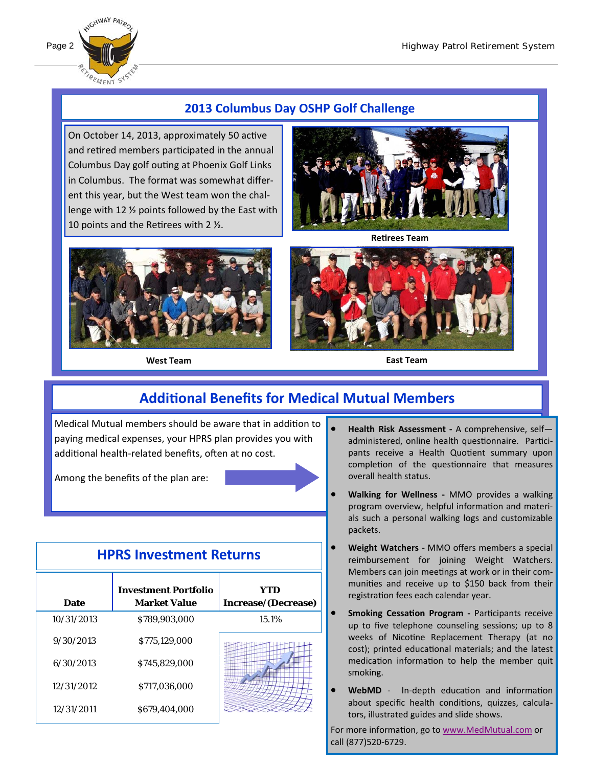## 2013 Columbus Day OSHP Golf Challenge

On October 14, 2013, approximately 50 active and retired members participated in the annual Columbus Day golf outing at Phoenix Golf Links in Columbus. The format was somewhat different this year, but the West team won the challenge with 12 ½ points followed by the East with 10 points and the Retirees with 2 ½.

Retirees Team

West Team

East Team

## Additional Benefits for Medical Mutual Members

Medical Mutual members should be aware that in addition to paying medical expenses, your HPRS plan provides you with additional health-related benefits, often at no cost.

Among the benefits of the plan are:

- **Health Risk Assessment -** A comprehensive, self—administered, online health questionnaire. Participants receive a Health Quotient summary upon completion of the questionnaire that measures overall health status.
- **Walking for Wellness -** MMO provides a walking program overview, helpful information and materials such a personal walking logs and customizable packets.
- **Weight Watchers** - MMO offers members a special reimbursement for joining Weight Watchers. Members can join meetings at work or in their communities and receive up to $150 back from their registration fees each calendar year.
- **Smoking Cessation Program -** Participants receive up to five telephone counseling sessions; up to 8 weeks of Nicotine Replacement Therapy (at no cost); printed educational materials; and the latest medication information to help the member quit smoking.
- **WebMD** - In-depth education and information about specific health conditions, quizzes, calculators, illustrated guides and slide shows.

For more information, go to www.MedMutual.com or call (877)520-6729.

## HPRS Investment Returns

| Date | Investment Portfolio Market Value | YTD Increase/(Decrease) |
|---|---|---|
| 10/31/2013 | $789,903,000 | 15.1% |
| 9/30/2013 | $775,129,000 | |
| 6/30/2013 | $745,829,000 | |
| 12/31/2012 | $717,036,000 | |
| 12/31/2011 | $679,404,000 | |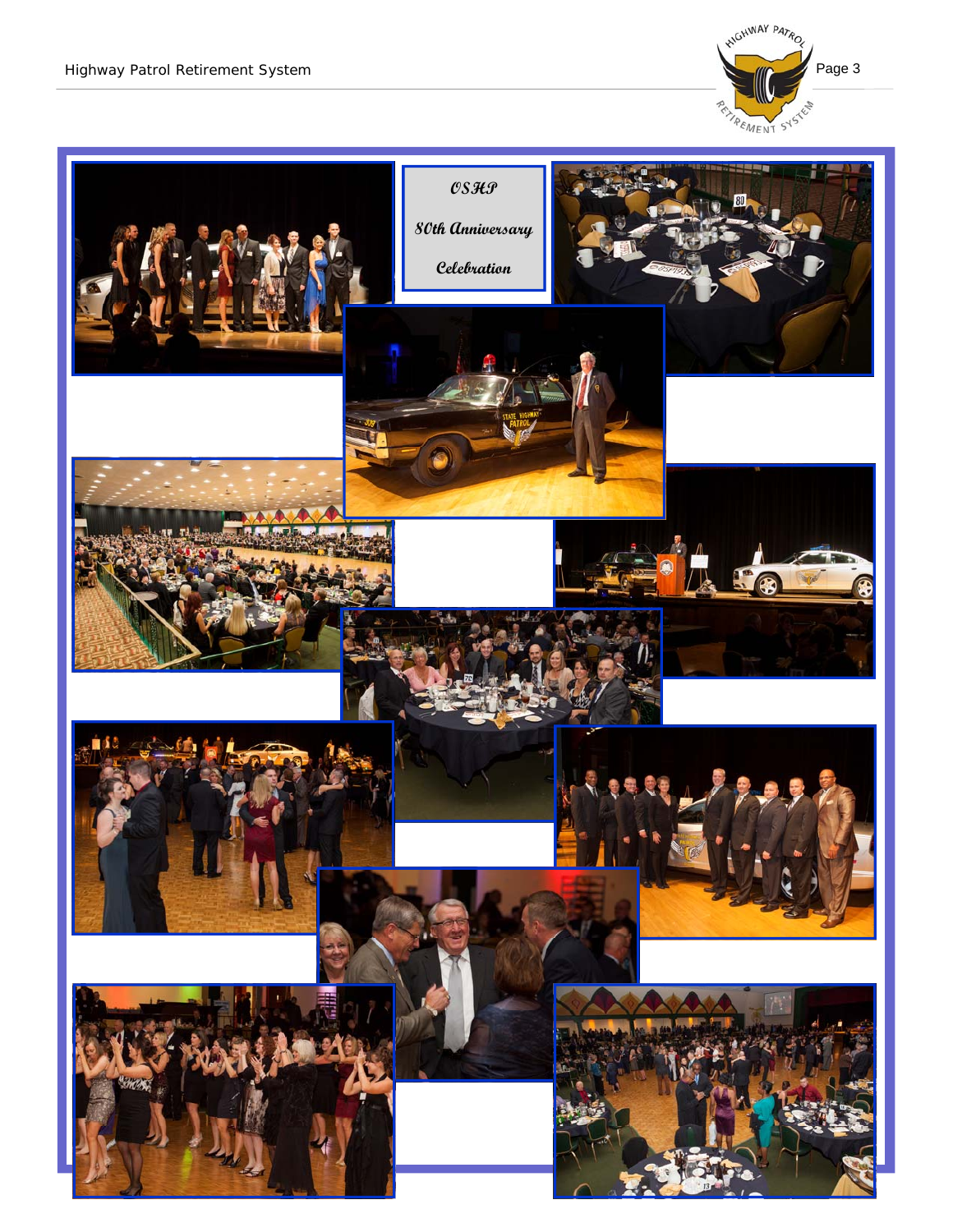# OSHP 80th Anniversary Celebration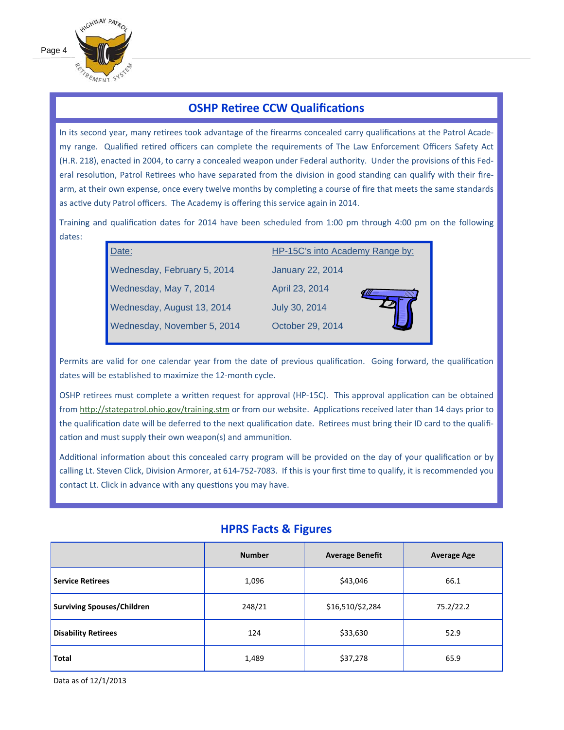## OSHP Retiree CCW Qualifications

In its second year, many retirees took advantage of the firearms concealed carry qualifications at the Patrol Academy range. Qualified retired officers can complete the requirements of The Law Enforcement Officers Safety Act (H.R. 218), enacted in 2004, to carry a concealed weapon under Federal authority. Under the provisions of this Federal resolution, Patrol Retirees who have separated from the division in good standing can qualify with their firearm, at their own expense, once every twelve months by completing a course of fire that meets the same standards as active duty Patrol officers. The Academy is offering this service again in 2014.

Training and qualification dates for 2014 have been scheduled from 1:00 pm through 4:00 pm on the following dates:

| Date: | HP-15C's into Academy Range by: |
|---|---|
| Wednesday, February 5, 2014 | January 22, 2014 |
| Wednesday, May 7, 2014 | April 23, 2014 |
| Wednesday, August 13, 2014 | July 30, 2014 |
| Wednesday, November 5, 2014 | October 29, 2014 |

Permits are valid for one calendar year from the date of previous qualification. Going forward, the qualification dates will be established to maximize the 12-month cycle.

OSHP retirees must complete a written request for approval (HP-15C). This approval application can be obtained from http://statepatrol.ohio.gov/training.stm or from our website. Applications received later than 14 days prior to the qualification date will be deferred to the next qualification date. Retirees must bring their ID card to the qualification and must supply their own weapon(s) and ammunition.

Additional information about this concealed carry program will be provided on the day of your qualification or by calling Lt. Steven Click, Division Armorer, at 614-752-7083. If this is your first time to qualify, it is recommended you contact Lt. Click in advance with any questions you may have.

## HPRS Facts & Figures

| | Number | Average Benefit | Average Age |
|---|---|---|---|
| **Service Retirees** | 1,096 | $43,046 | 66.1 |
| **Surviving Spouses/Children** | 248/21 | $16,510/$2,284 | 75.2/22.2 |
| **Disability Retirees** | 124 | $33,630 | 52.9 |
| **Total** | 1,489 | $37,278 | 65.9 |

Data as of 12/1/2013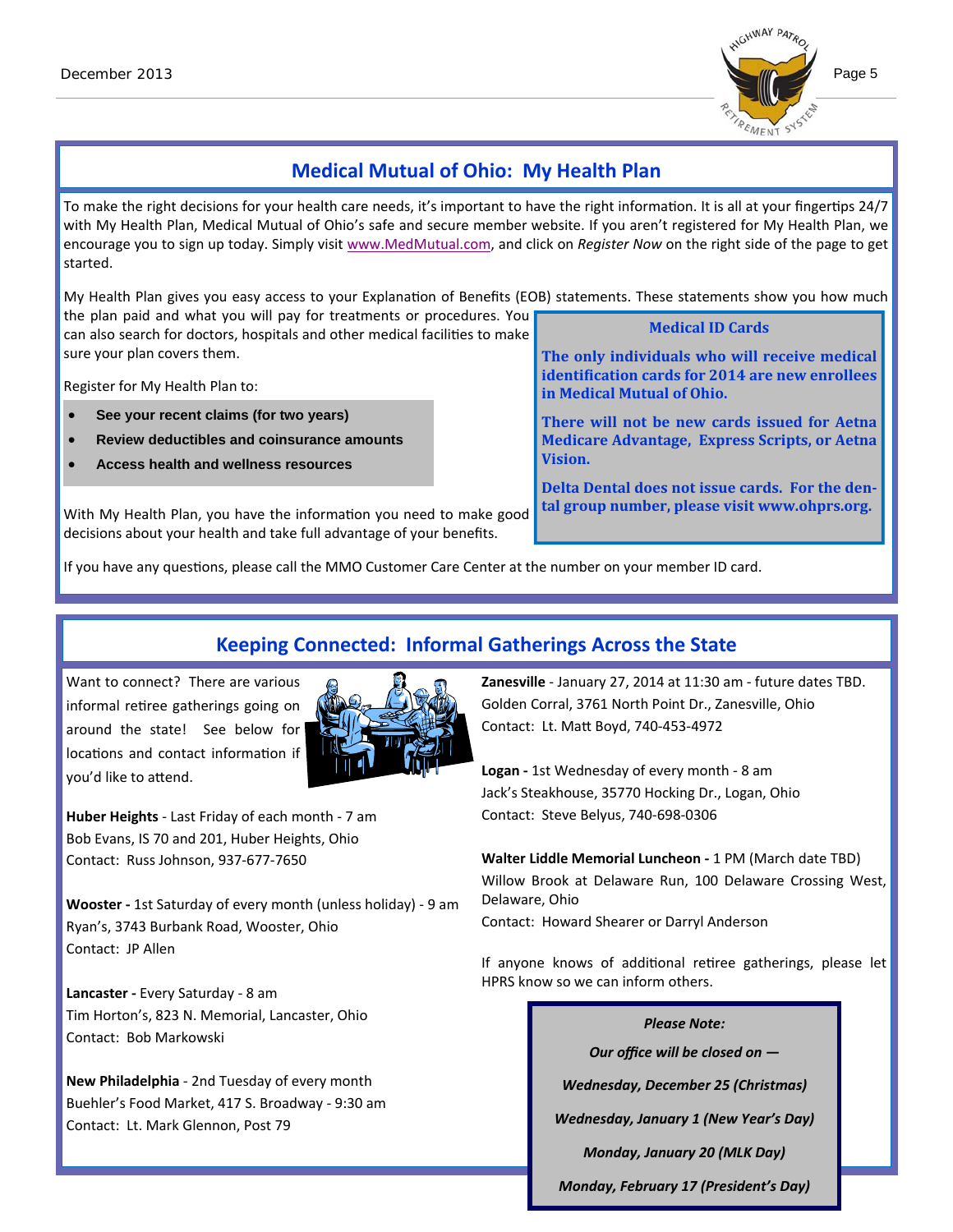## Medical Mutual of Ohio: My Health Plan

To make the right decisions for your health care needs, it's important to have the right information. It is all at your fingertips 24/7 with My Health Plan, Medical Mutual of Ohio's safe and secure member website. If you aren't registered for My Health Plan, we encourage you to sign up today. Simply visit www.MedMutual.com, and click on *Register Now* on the right side of the page to get started.

My Health Plan gives you easy access to your Explanation of Benefits (EOB) statements. These statements show you how much the plan paid and what you will pay for treatments or procedures. You can also search for doctors, hospitals and other medical facilities to make sure your plan covers them.

Register for My Health Plan to:

- **See your recent claims (for two years)**
- **Review deductibles and coinsurance amounts**
- **Access health and wellness resources**

With My Health Plan, you have the information you need to make good decisions about your health and take full advantage of your benefits.

### Medical ID Cards

**The only individuals who will receive medical identification cards for 2014 are new enrollees in Medical Mutual of Ohio.**

**There will not be new cards issued for Aetna Medicare Advantage, Express Scripts, or Aetna Vision.**

**Delta Dental does not issue cards. For the dental group number, please visit www.ohprs.org.**

If you have any questions, please call the MMO Customer Care Center at the number on your member ID card.

## Keeping Connected: Informal Gatherings Across the State

Want to connect? There are various informal retiree gatherings going on around the state! See below for locations and contact information if you'd like to attend.

**Huber Heights** - Last Friday of each month - 7 am
Bob Evans, IS 70 and 201, Huber Heights, Ohio
Contact: Russ Johnson, 937-677-7650

**Wooster -** 1st Saturday of every month (unless holiday) - 9 am
Ryan's, 3743 Burbank Road, Wooster, Ohio
Contact: JP Allen

**Lancaster -** Every Saturday - 8 am
Tim Horton's, 823 N. Memorial, Lancaster, Ohio
Contact: Bob Markowski

**New Philadelphia** - 2nd Tuesday of every month
Buehler's Food Market, 417 S. Broadway - 9:30 am
Contact: Lt. Mark Glennon, Post 79

**Zanesville** - January 27, 2014 at 11:30 am - future dates TBD.
Golden Corral, 3761 North Point Dr., Zanesville, Ohio
Contact: Lt. Matt Boyd, 740-453-4972

**Logan -** 1st Wednesday of every month - 8 am
Jack's Steakhouse, 35770 Hocking Dr., Logan, Ohio
Contact: Steve Belyus, 740-698-0306

**Walter Liddle Memorial Luncheon -** 1 PM (March date TBD)
Willow Brook at Delaware Run, 100 Delaware Crossing West, Delaware, Ohio
Contact: Howard Shearer or Darryl Anderson

If anyone knows of additional retiree gatherings, please let HPRS know so we can inform others.

***Please Note:***

***Our office will be closed on —***

***Wednesday, December 25 (Christmas)***

***Wednesday, January 1 (New Year's Day)***

***Monday, January 20 (MLK Day)***

***Monday, February 17 (President's Day)***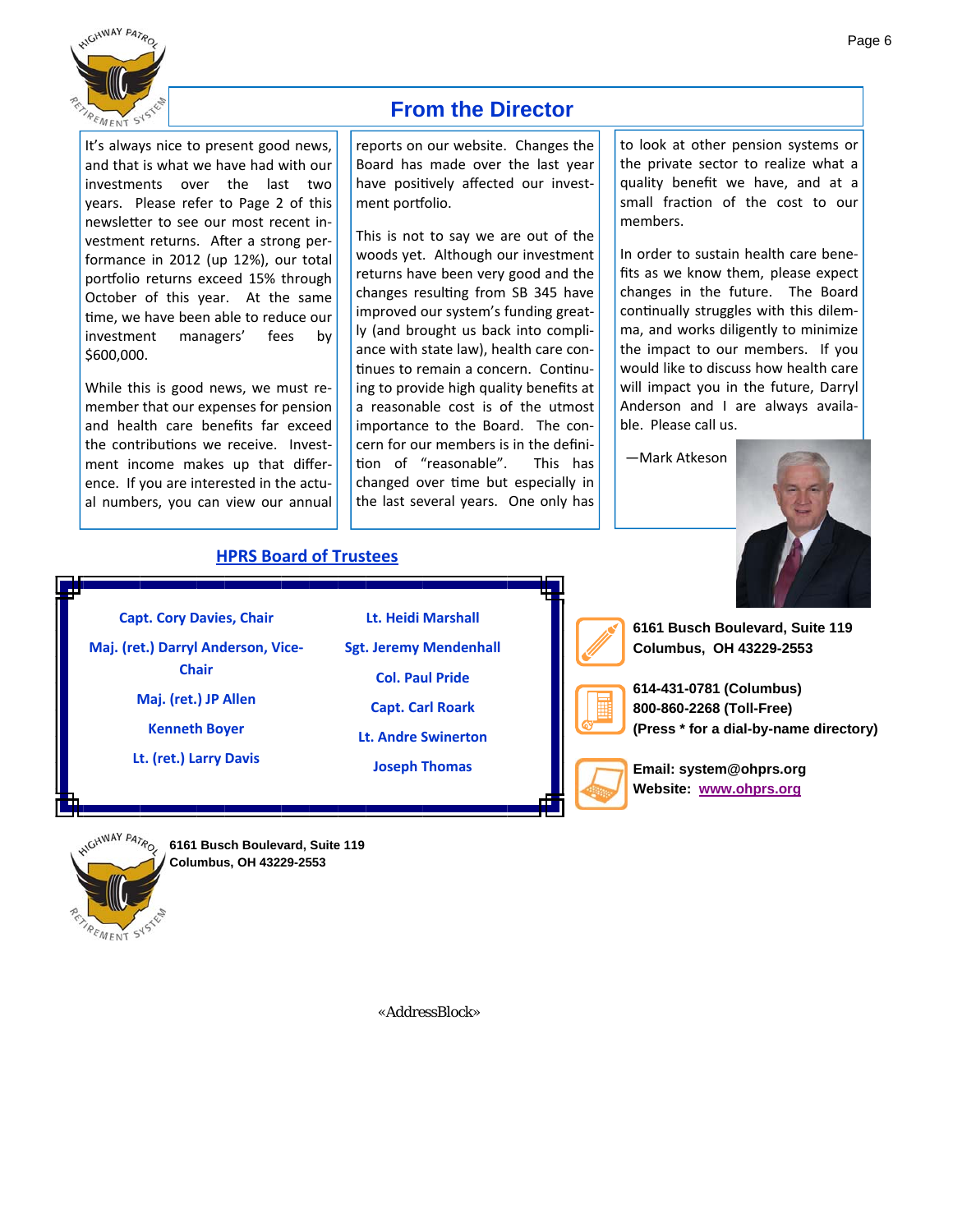## From the Director

It's always nice to present good news, and that is what we have had with our investments over the last two years. Please refer to Page 2 of this newsletter to see our most recent investment returns. After a strong performance in 2012 (up 12%), our total portfolio returns exceed 15% through October of this year. At the same time, we have been able to reduce our investment managers' fees by $600,000.

While this is good news, we must remember that our expenses for pension and health care benefits far exceed the contributions we receive. Investment income makes up that difference. If you are interested in the actual numbers, you can view our annual reports on our website. Changes the Board has made over the last year have positively affected our investment portfolio.

This is not to say we are out of the woods yet. Although our investment returns have been very good and the changes resulting from SB 345 have improved our system's funding greatly (and brought us back into compliance with state law), health care continues to remain a concern. Continuing to provide high quality benefits at a reasonable cost is of the utmost importance to the Board. The concern for our members is in the definition of "reasonable". This has changed over time but especially in the last several years. One only has to look at other pension systems or the private sector to realize what a quality benefit we have, and at a small fraction of the cost to our members.

In order to sustain health care benefits as we know them, please expect changes in the future. The Board continually struggles with this dilemma, and works diligently to minimize the impact to our members. If you would like to discuss how health care will impact you in the future, Darryl Anderson and I are always available. Please call us.

—Mark Atkeson

## HPRS Board of Trustees

Capt. Cory Davies, Chair
Maj. (ret.) Darryl Anderson, Vice-Chair
Maj. (ret.) JP Allen
Kenneth Boyer
Lt. (ret.) Larry Davis
Lt. Heidi Marshall
Sgt. Jeremy Mendenhall
Col. Paul Pride
Capt. Carl Roark
Lt. Andre Swinerton
Joseph Thomas

**6161 Busch Boulevard, Suite 119**
**Columbus, OH 43229-2553**

**614-431-0781 (Columbus)**
**800-860-2268 (Toll-Free)**
**(Press * for a dial-by-name directory)**

**Email: system@ohprs.org**
**Website: www.ohprs.org**

**6161 Busch Boulevard, Suite 119**
**Columbus, OH 43229-2553**

«AddressBlock»